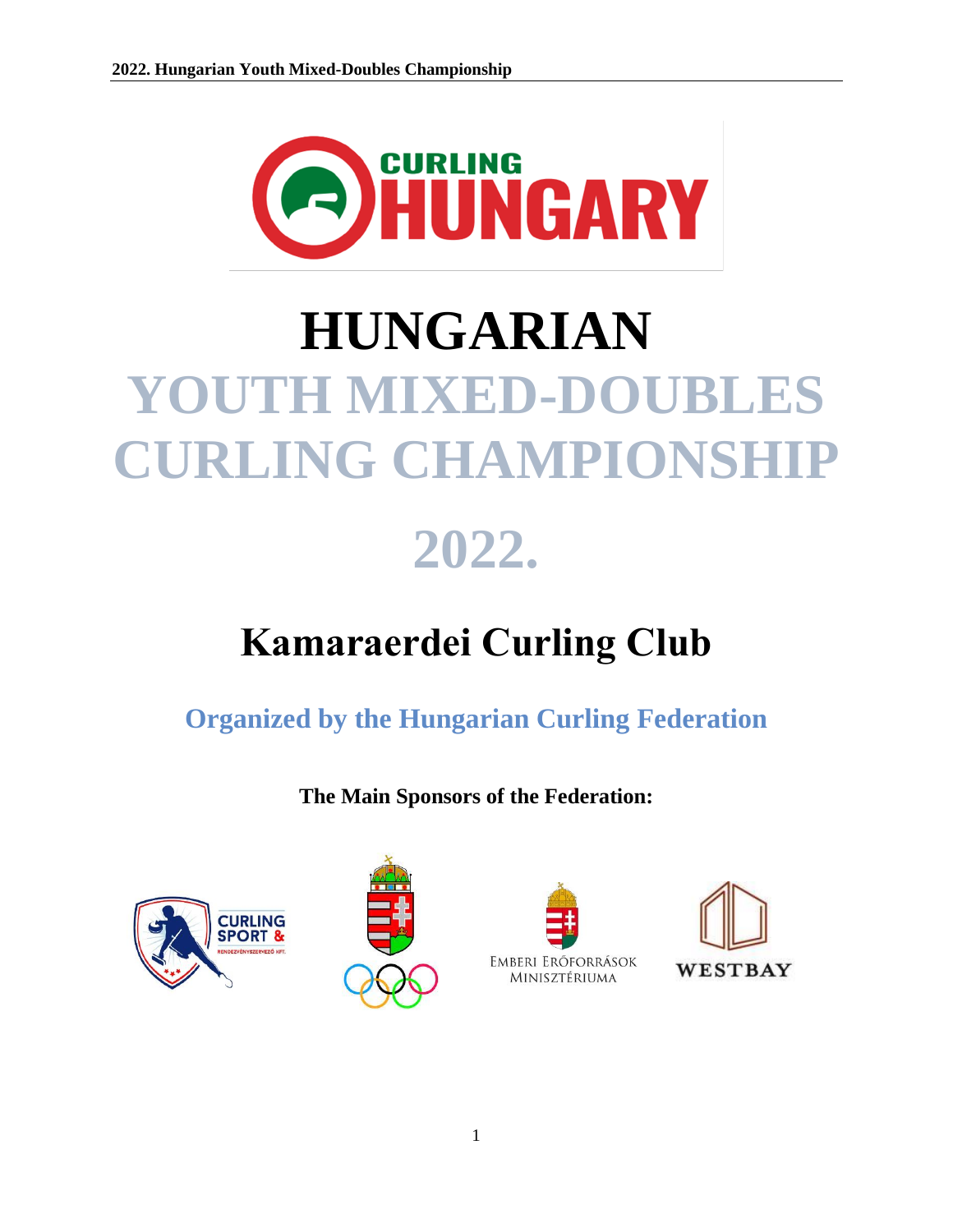# HUNGARIAN

# YOUTH MIXED-DOUBLES CURLING CHAMPIONSHIP

# 2022.

## Kamaraerdei Curling Club

**Organized by the Hungarian Curling Federation**

**The Main Sponsors of the Federation:**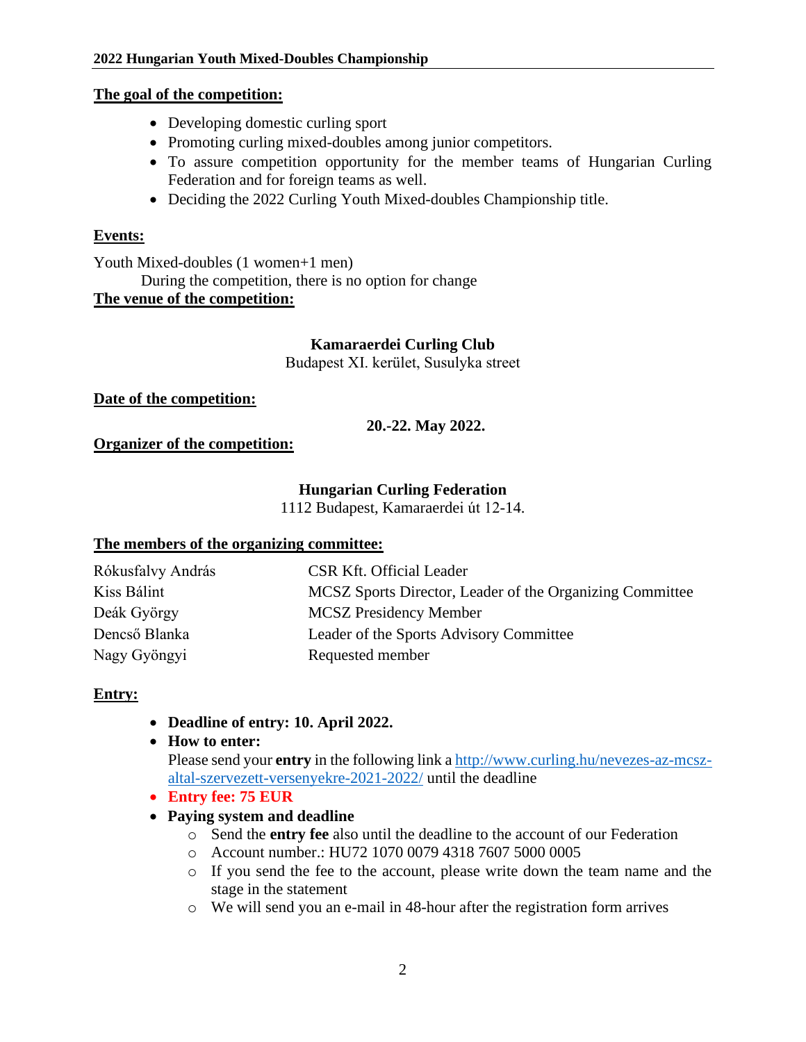**The goal of the competition:**

- Developing domestic curling sport
- Promoting curling mixed-doubles among junior competitors.
- To assure competition opportunity for the member teams of Hungarian Curling Federation and for foreign teams as well.
- Deciding the 2022 Curling Youth Mixed-doubles Championship title.

**Events:**

Youth Mixed-doubles (1 women+1 men)

During the competition, there is no option for change

**The venue of the competition:**

**Kamaraerdei Curling Club**
Budapest XI. kerület, Susulyka street

**Date of the competition:**

**20.-22. May 2022.**

**Organizer of the competition:**

**Hungarian Curling Federation**
1112 Budapest, Kamaraerdei út 12-14.

**The members of the organizing committee:**

| | |
|---|---|
| Rókusfalvy András | CSR Kft. Official Leader |
| Kiss Bálint | MCSZ Sports Director, Leader of the Organizing Committee |
| Deák György | MCSZ Presidency Member |
| Dencső Blanka | Leader of the Sports Advisory Committee |
| Nagy Gyöngyi | Requested member |

**Entry:**

- **Deadline of entry: 10. April 2022.**
- **How to enter:**
  Please send your **entry** in the following link a http://www.curling.hu/nevezes-az-mcsz-altal-szervezett-versenyekre-2021-2022/ until the deadline
- **Entry fee: 75 EUR**
- **Paying system and deadline**
  - Send the **entry fee** also until the deadline to the account of our Federation
  - Account number.: HU72 1070 0079 4318 7607 5000 0005
  - If you send the fee to the account, please write down the team name and the stage in the statement
  - We will send you an e-mail in 48-hour after the registration form arrives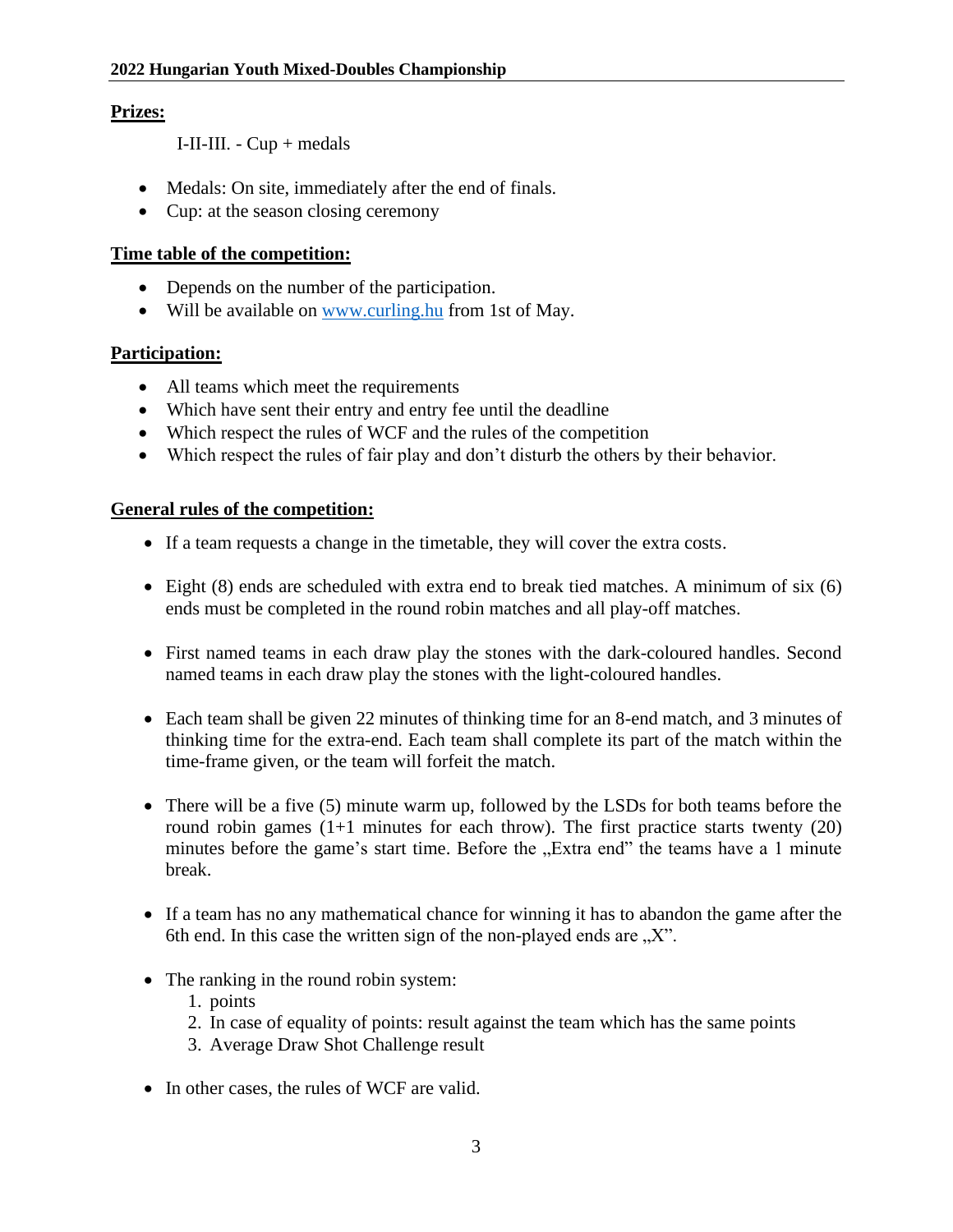**Prizes:**

I-II-III. - Cup + medals

- Medals: On site, immediately after the end of finals.
- Cup: at the season closing ceremony

**Time table of the competition:**

- Depends on the number of the participation.
- Will be available on www.curling.hu from 1st of May.

**Participation:**

- All teams which meet the requirements
- Which have sent their entry and entry fee until the deadline
- Which respect the rules of WCF and the rules of the competition
- Which respect the rules of fair play and don't disturb the others by their behavior.

**General rules of the competition:**

- If a team requests a change in the timetable, they will cover the extra costs.
- Eight (8) ends are scheduled with extra end to break tied matches. A minimum of six (6) ends must be completed in the round robin matches and all play-off matches.
- First named teams in each draw play the stones with the dark-coloured handles. Second named teams in each draw play the stones with the light-coloured handles.
- Each team shall be given 22 minutes of thinking time for an 8-end match, and 3 minutes of thinking time for the extra-end. Each team shall complete its part of the match within the time-frame given, or the team will forfeit the match.
- There will be a five (5) minute warm up, followed by the LSDs for both teams before the round robin games (1+1 minutes for each throw). The first practice starts twenty (20) minutes before the game's start time. Before the „Extra end" the teams have a 1 minute break.
- If a team has no any mathematical chance for winning it has to abandon the game after the 6th end. In this case the written sign of the non-played ends are „X".
- The ranking in the round robin system:
  1. points
  2. In case of equality of points: result against the team which has the same points
  3. Average Draw Shot Challenge result
- In other cases, the rules of WCF are valid.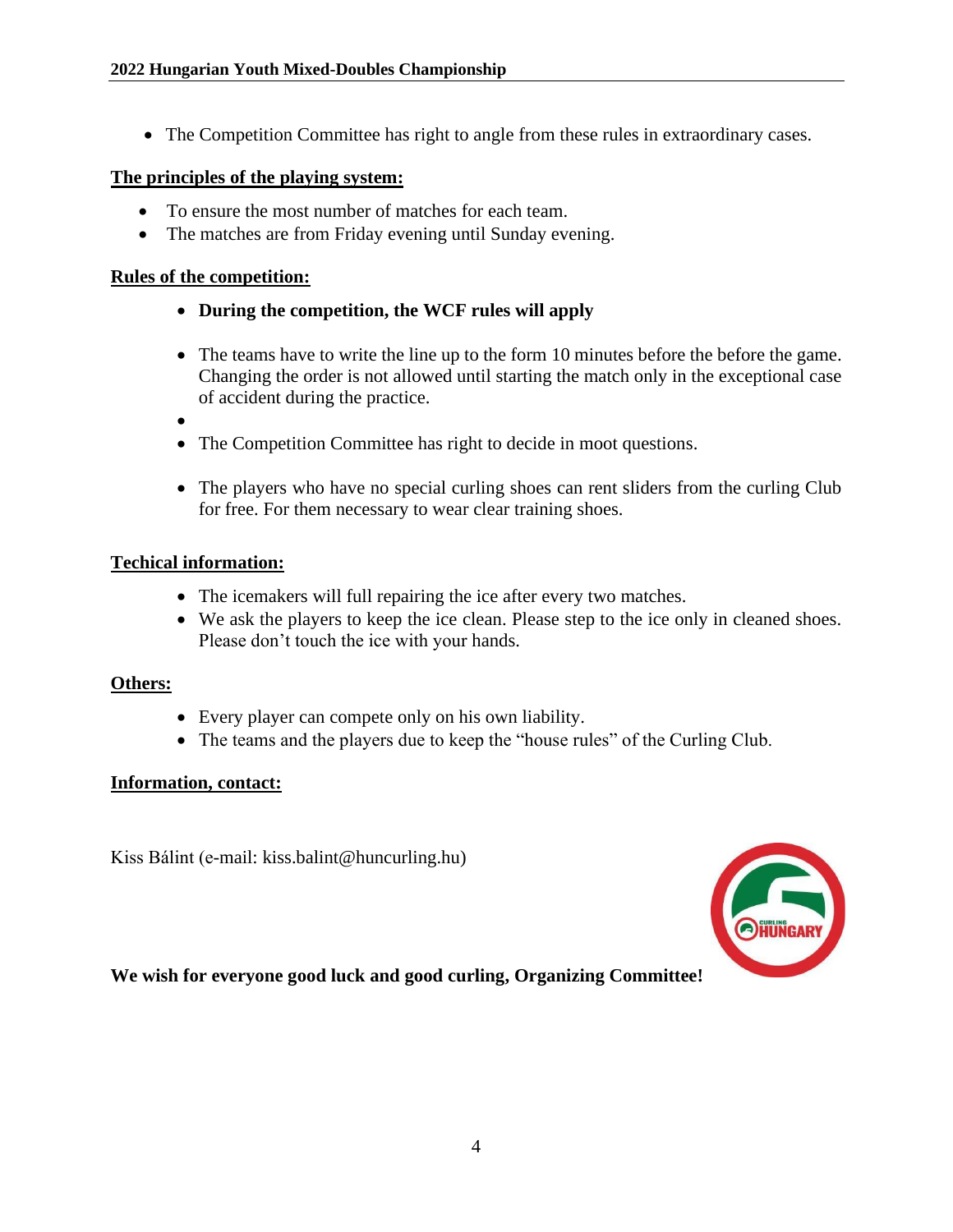- The Competition Committee has right to angle from these rules in extraordinary cases.

**The principles of the playing system:**

- To ensure the most number of matches for each team.
- The matches are from Friday evening until Sunday evening.

**Rules of the competition:**

- **During the competition, the WCF rules will apply**
- The teams have to write the line up to the form 10 minutes before the before the game. Changing the order is not allowed until starting the match only in the exceptional case of accident during the practice.
- 
- The Competition Committee has right to decide in moot questions.
- The players who have no special curling shoes can rent sliders from the curling Club for free. For them necessary to wear clear training shoes.

**Techical information:**

- The icemakers will full repairing the ice after every two matches.
- We ask the players to keep the ice clean. Please step to the ice only in cleaned shoes. Please don't touch the ice with your hands.

**Others:**

- Every player can compete only on his own liability.
- The teams and the players due to keep the "house rules" of the Curling Club.

**Information, contact:**

Kiss Bálint (e-mail: kiss.balint@huncurling.hu)

**We wish for everyone good luck and good curling, Organizing Committee!**